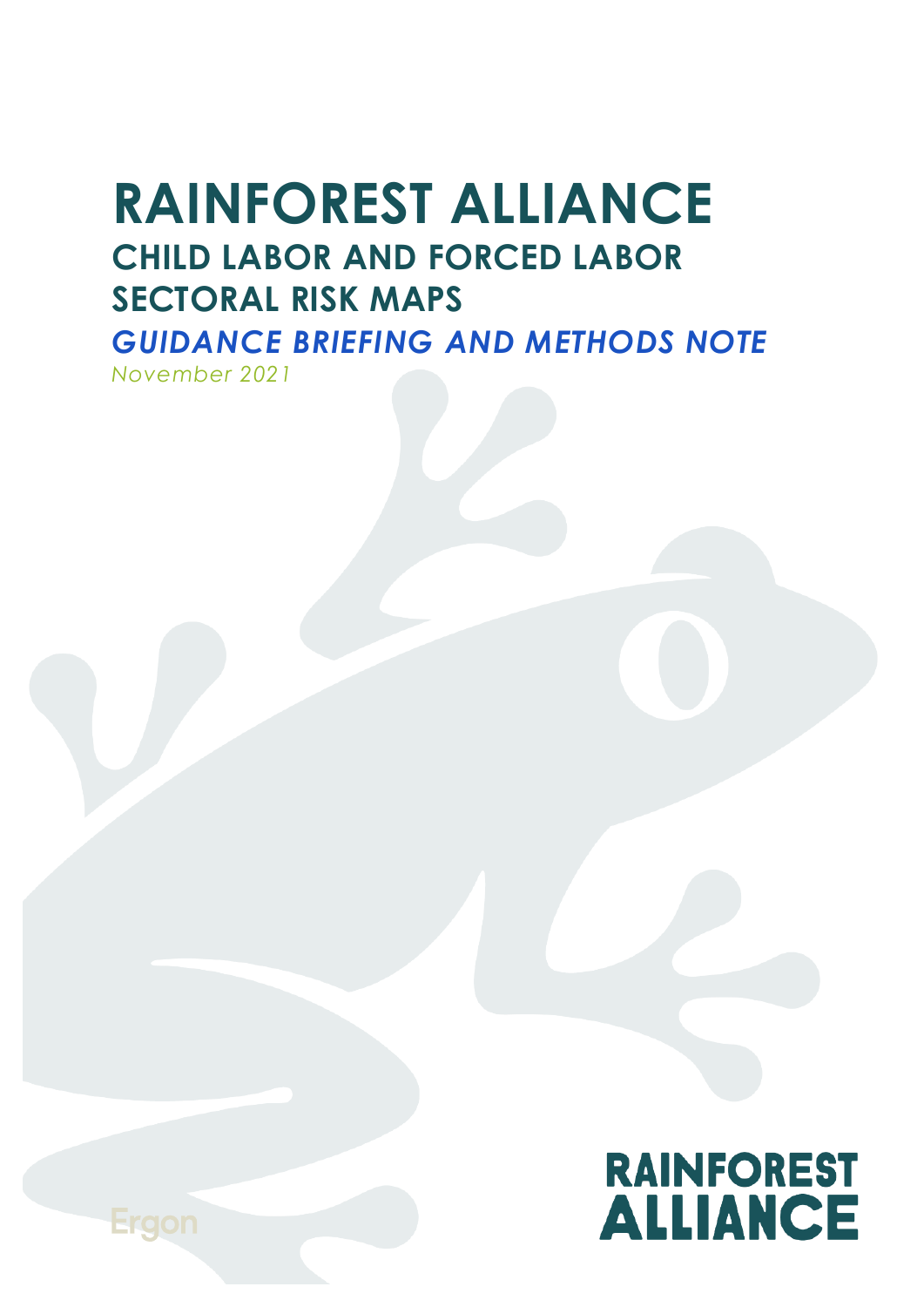# RAINFOREST ALLIANCE

## CHILD LABOR AND FORCED LABOR SECTORAL RISK MAPS

### *GUIDANCE BRIEFING AND METHODS NOTE*

*November 2021*

Ergon

RAINFOREST ALLIANCE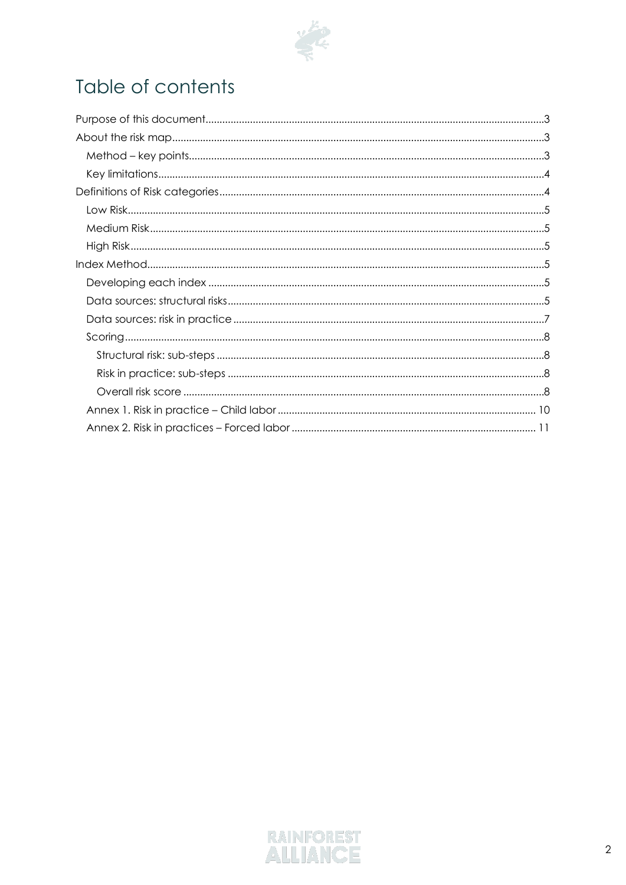# Table of contents

- Purpose of this document ... 3
- About the risk map ... 3
  - Method – key points ... 3
  - Key limitations ... 4
- Definitions of Risk categories ... 4
  - Low Risk ... 5
  - Medium Risk ... 5
  - High Risk ... 5
- Index Method ... 5
  - Developing each index ... 5
  - Data sources: structural risks ... 5
  - Data sources: risk in practice ... 7
  - Scoring ... 8
    - Structural risk: sub-steps ... 8
    - Risk in practice: sub-steps ... 8
    - Overall risk score ... 8
  - Annex 1. Risk in practice – Child labor ... 10
  - Annex 2. Risk in practices – Forced labor ... 11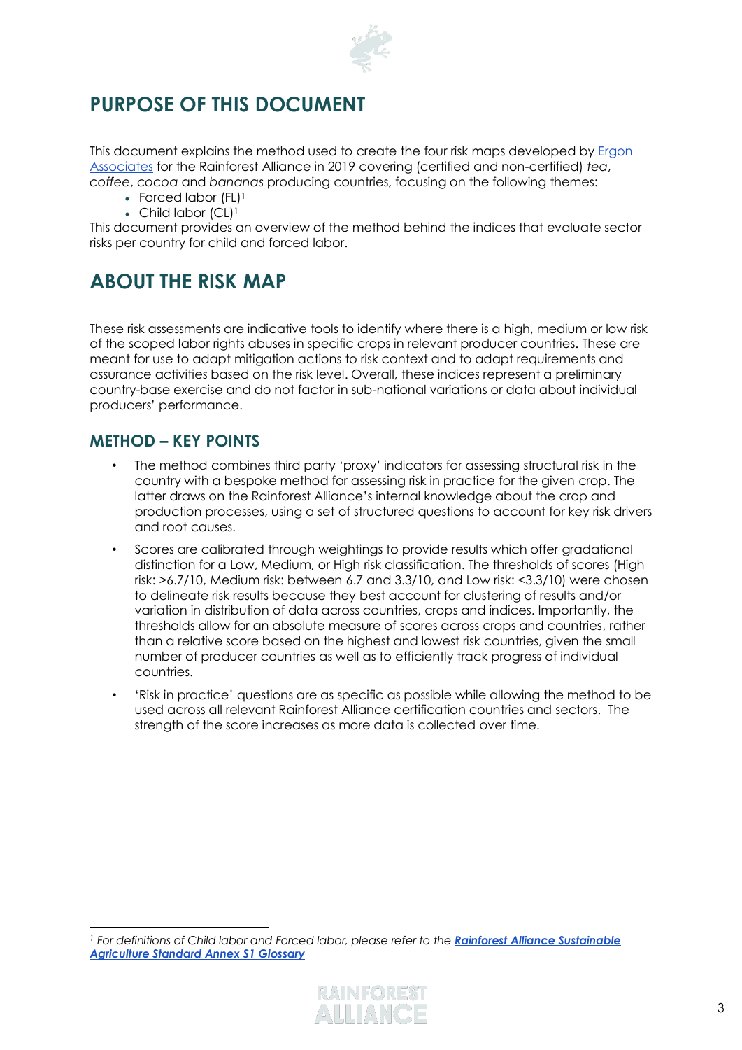# PURPOSE OF THIS DOCUMENT

This document explains the method used to create the four risk maps developed by [Ergon Associates]() for the Rainforest Alliance in 2019 covering (certified and non-certified) *tea*, *coffee*, *cocoa* and *bananas* producing countries, focusing on the following themes:

- Forced labor (FL)[1]
- Child labor (CL)[1]

This document provides an overview of the method behind the indices that evaluate sector risks per country for child and forced labor.

# ABOUT THE RISK MAP

These risk assessments are indicative tools to identify where there is a high, medium or low risk of the scoped labor rights abuses in specific crops in relevant producer countries. These are meant for use to adapt mitigation actions to risk context and to adapt requirements and assurance activities based on the risk level. Overall, these indices represent a preliminary country-base exercise and do not factor in sub-national variations or data about individual producers' performance.

## METHOD – KEY POINTS

- The method combines third party 'proxy' indicators for assessing structural risk in the country with a bespoke method for assessing risk in practice for the given crop. The latter draws on the Rainforest Alliance's internal knowledge about the crop and production processes, using a set of structured questions to account for key risk drivers and root causes.
- Scores are calibrated through weightings to provide results which offer gradational distinction for a Low, Medium, or High risk classification. The thresholds of scores (High risk: >6.7/10, Medium risk: between 6.7 and 3.3/10, and Low risk: <3.3/10) were chosen to delineate risk results because they best account for clustering of results and/or variation in distribution of data across countries, crops and indices. Importantly, the thresholds allow for an absolute measure of scores across crops and countries, rather than a relative score based on the highest and lowest risk countries, given the small number of producer countries as well as to efficiently track progress of individual countries.
- 'Risk in practice' questions are as specific as possible while allowing the method to be used across all relevant Rainforest Alliance certification countries and sectors. The strength of the score increases as more data is collected over time.

---

[1] *For definitions of Child labor and Forced labor, please refer to the* ***[Rainforest Alliance Sustainable Agriculture Standard Annex S1 Glossary]()***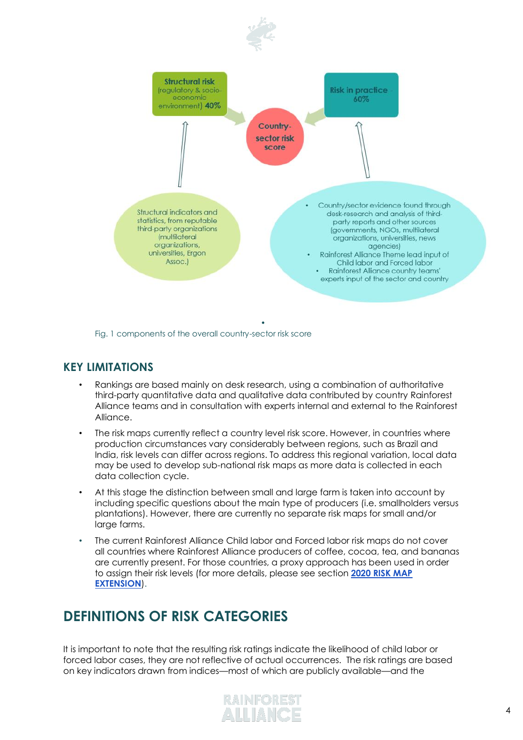Structural risk (regulatory & socio-economic environment) **40%**

Risk in practice - 60%

Country-sector risk score

Structural indicators and statistics, from reputable third-party organizations (multilateral organizations, universities, Ergon Assoc.)

- Country/sector evidence found through desk-research and analysis of third-party reports and other sources (governments, NGOs, multilateral organizations, universities, news agencies)
- Rainforest Alliance Theme lead input of Child labor and Forced labor
- Rainforest Alliance country teams' experts input of the sector and country

Fig. 1 components of the overall country-sector risk score

## KEY LIMITATIONS

- Rankings are based mainly on desk research, using a combination of authoritative third-party quantitative data and qualitative data contributed by country Rainforest Alliance teams and in consultation with experts internal and external to the Rainforest Alliance.
- The risk maps currently reflect a country level risk score. However, in countries where production circumstances vary considerably between regions, such as Brazil and India, risk levels can differ across regions. To address this regional variation, local data may be used to develop sub-national risk maps as more data is collected in each data collection cycle.
- At this stage the distinction between small and large farm is taken into account by including specific questions about the main type of producers (i.e. smallholders versus plantations). However, there are currently no separate risk maps for small and/or large farms.
- The current Rainforest Alliance Child labor and Forced labor risk maps do not cover all countries where Rainforest Alliance producers of coffee, cocoa, tea, and bananas are currently present. For those countries, a proxy approach has been used in order to assign their risk levels (for more details, please see section **2020 RISK MAP EXTENSION**).

## DEFINITIONS OF RISK CATEGORIES

It is important to note that the resulting risk ratings indicate the likelihood of child labor or forced labor cases, they are not reflective of actual occurrences. The risk ratings are based on key indicators drawn from indices—most of which are publicly available—and the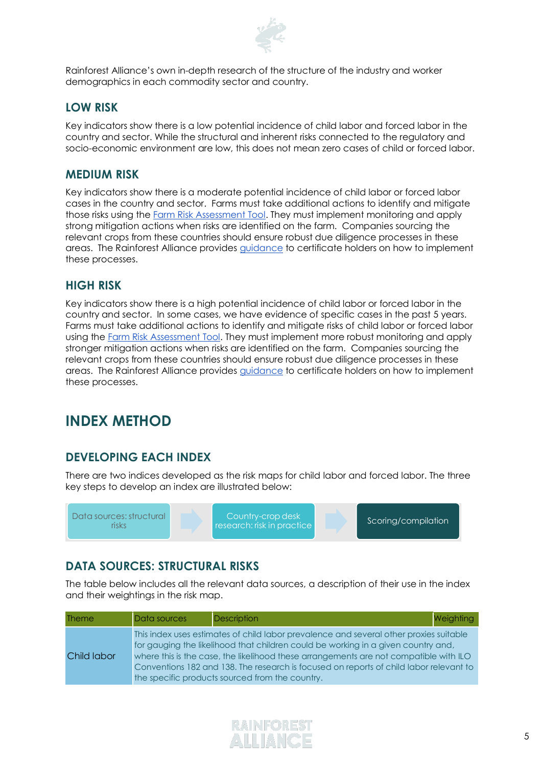Rainforest Alliance's own in-depth research of the structure of the industry and worker demographics in each commodity sector and country.

### LOW RISK

Key indicators show there is a low potential incidence of child labor and forced labor in the country and sector. While the structural and inherent risks connected to the regulatory and socio-economic environment are low, this does not mean zero cases of child or forced labor.

### MEDIUM RISK

Key indicators show there is a moderate potential incidence of child labor or forced labor cases in the country and sector. Farms must take additional actions to identify and mitigate those risks using the Farm Risk Assessment Tool. They must implement monitoring and apply strong mitigation actions when risks are identified on the farm. Companies sourcing the relevant crops from these countries should ensure robust due diligence processes in these areas. The Rainforest Alliance provides guidance to certificate holders on how to implement these processes.

### HIGH RISK

Key indicators show there is a high potential incidence of child labor or forced labor in the country and sector. In some cases, we have evidence of specific cases in the past 5 years. Farms must take additional actions to identify and mitigate risks of child labor or forced labor using the Farm Risk Assessment Tool. They must implement more robust monitoring and apply stronger mitigation actions when risks are identified on the farm. Companies sourcing the relevant crops from these countries should ensure robust due diligence processes in these areas. The Rainforest Alliance provides guidance to certificate holders on how to implement these processes.

## INDEX METHOD

### DEVELOPING EACH INDEX

There are two indices developed as the risk maps for child labor and forced labor. The three key steps to develop an index are illustrated below:

Data sources: structural risks → Country-crop desk research: risk in practice → Scoring/compilation

### DATA SOURCES: STRUCTURAL RISKS

The table below includes all the relevant data sources, a description of their use in the index and their weightings in the risk map.

| Theme | Data sources | Description | Weighting |
|---|---|---|---|
| Child labor | This index uses estimates of child labor prevalence and several other proxies suitable for gauging the likelihood that children could be working in a given country and, where this is the case, the likelihood these arrangements are not compatible with ILO Conventions 182 and 138. The research is focused on reports of child labor relevant to the specific products sourced from the country. | | |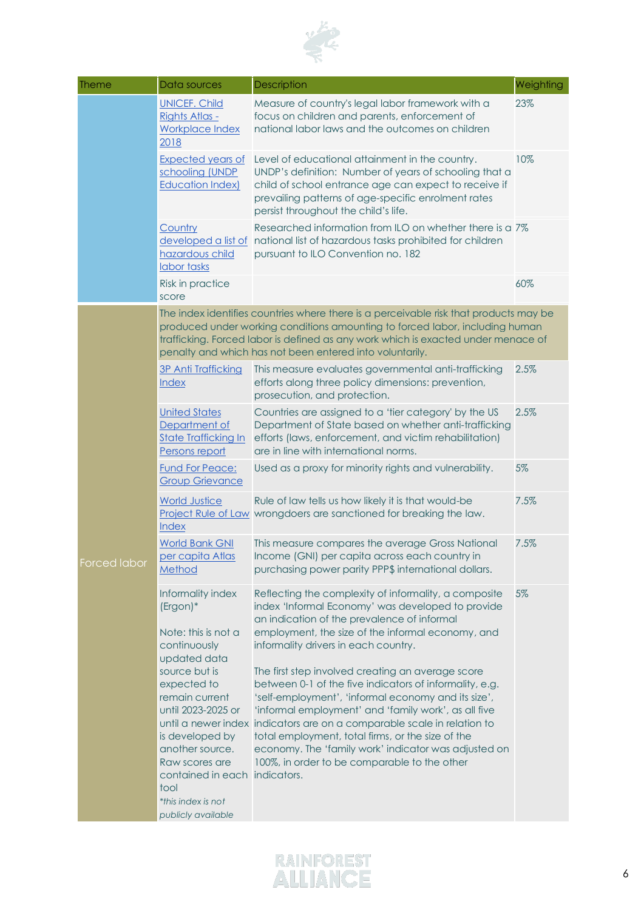| Theme | Data sources | Description | Weighting |
|---|---|---|---|
| | UNICEF. Child Rights Atlas - Workplace Index 2018 | Measure of country's legal labor framework with a focus on children and parents, enforcement of national labor laws and the outcomes on children | 23% |
| | Expected years of schooling (UNDP Education Index) | Level of educational attainment in the country. UNDP's definition: Number of years of schooling that a child of school entrance age can expect to receive if prevailing patterns of age-specific enrolment rates persist throughout the child's life. | 10% |
| | Country developed a list of hazardous child labor tasks | Researched information from ILO on whether there is a national list of hazardous tasks prohibited for children pursuant to ILO Convention no. 182 | 7% |
| | Risk in practice score | | 60% |
| Forced labor | The index identifies countries where there is a perceivable risk that products may be produced under working conditions amounting to forced labor, including human trafficking. Forced labor is defined as any work which is exacted under menace of penalty and which has not been entered into voluntarily. | | |
| | 3P Anti Trafficking Index | This measure evaluates governmental anti-trafficking efforts along three policy dimensions: prevention, prosecution, and protection. | 2.5% |
| | United States Department of State Trafficking In Persons report | Countries are assigned to a 'tier category' by the US Department of State based on whether anti-trafficking efforts (laws, enforcement, and victim rehabilitation) are in line with international norms. | 2.5% |
| | Fund For Peace: Group Grievance | Used as a proxy for minority rights and vulnerability. | 5% |
| | World Justice Project Rule of Law Index | Rule of law tells us how likely it is that would-be wrongdoers are sanctioned for breaking the law. | 7.5% |
| | World Bank GNI per capita Atlas Method | This measure compares the average Gross National Income (GNI) per capita across each country in purchasing power parity PPP$ international dollars. | 7.5% |
| | Informality index (Ergon)*<br><br>Note: this is not a continuously updated data source but is expected to remain current until 2023-2025 or until a newer index is developed by another source. Raw scores are contained in each tool<br>*this index is not publicly available* | Reflecting the complexity of informality, a composite index 'Informal Economy' was developed to provide an indication of the prevalence of informal employment, the size of the informal economy, and informality drivers in each country.<br><br>The first step involved creating an average score between 0-1 of the five indicators of informality, e.g. 'self-employment', 'informal economy and its size', 'informal employment' and 'family work', as all five indicators are on a comparable scale in relation to total employment, total firms, or the size of the economy. The 'family work' indicator was adjusted on 100%, in order to be comparable to the other indicators. | 5% |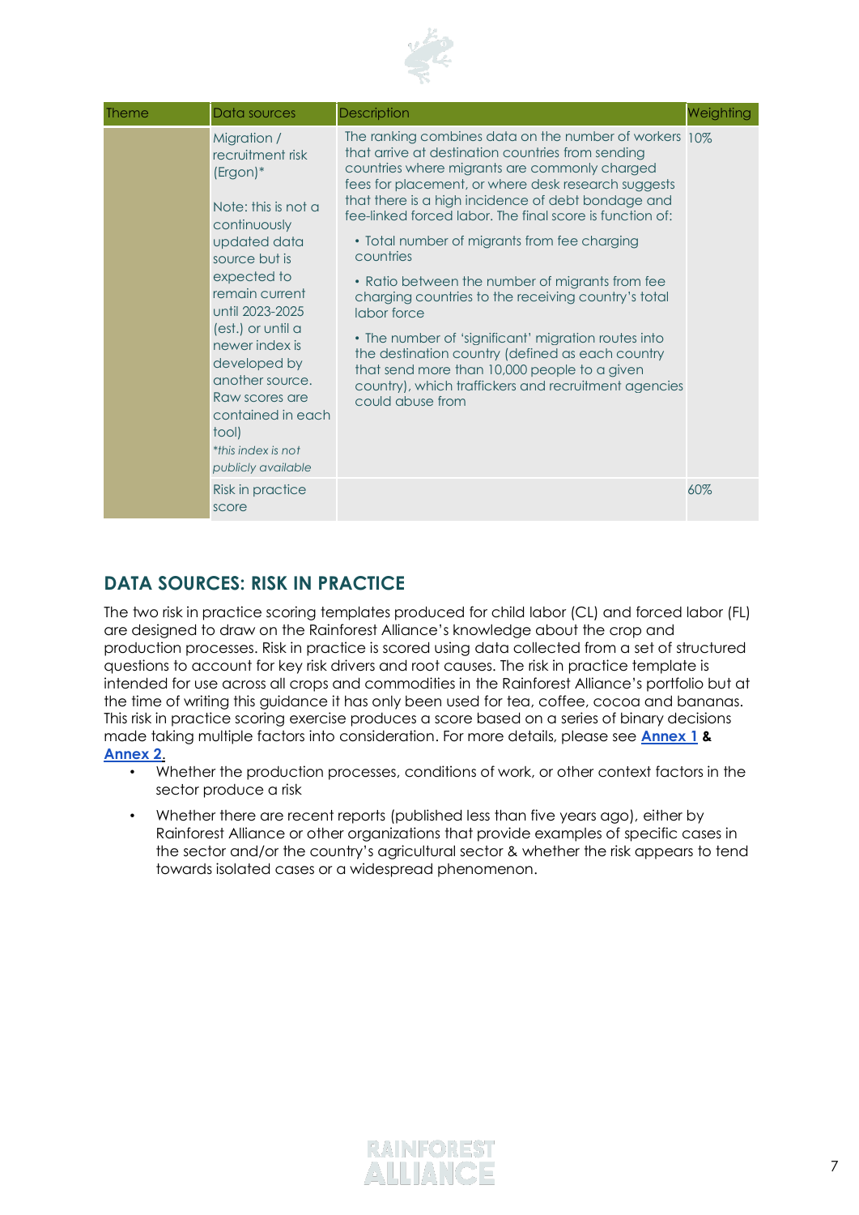| Theme | Data sources | Description | Weighting |
| --- | --- | --- | --- |
| | Migration / recruitment risk (Ergon)*<br><br>Note: this is not a continuously updated data source but is expected to remain current until 2023-2025 (est.) or until a newer index is developed by another source. Raw scores are contained in each tool)<br>*this index is not publicly available* | The ranking combines data on the number of workers that arrive at destination countries from sending countries where migrants are commonly charged fees for placement, or where desk research suggests that there is a high incidence of debt bondage and fee-linked forced labor. The final score is function of:<br>• Total number of migrants from fee charging countries<br>• Ratio between the number of migrants from fee charging countries to the receiving country's total labor force<br>• The number of 'significant' migration routes into the destination country (defined as each country that send more than 10,000 people to a given country), which traffickers and recruitment agencies could abuse from | 10% |
| | Risk in practice score | | 60% |

## DATA SOURCES: RISK IN PRACTICE

The two risk in practice scoring templates produced for child labor (CL) and forced labor (FL) are designed to draw on the Rainforest Alliance's knowledge about the crop and production processes. Risk in practice is scored using data collected from a set of structured questions to account for key risk drivers and root causes. The risk in practice template is intended for use across all crops and commodities in the Rainforest Alliance's portfolio but at the time of writing this guidance it has only been used for tea, coffee, cocoa and bananas. This risk in practice scoring exercise produces a score based on a series of binary decisions made taking multiple factors into consideration. For more details, please see **Annex 1** **&** **Annex 2**.

- Whether the production processes, conditions of work, or other context factors in the sector produce a risk
- Whether there are recent reports (published less than five years ago), either by Rainforest Alliance or other organizations that provide examples of specific cases in the sector and/or the country's agricultural sector & whether the risk appears to tend towards isolated cases or a widespread phenomenon.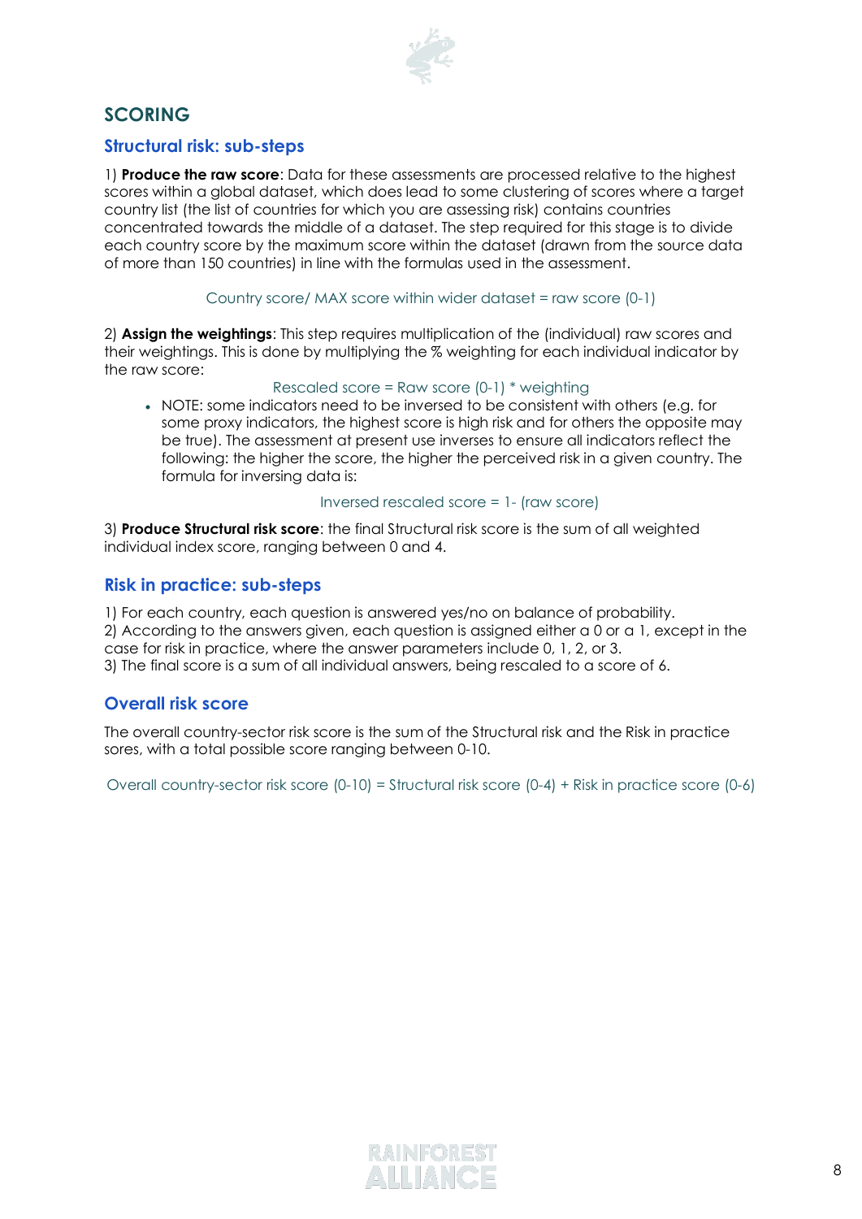## SCORING

### Structural risk: sub-steps

1) **Produce the raw score**: Data for these assessments are processed relative to the highest scores within a global dataset, which does lead to some clustering of scores where a target country list (the list of countries for which you are assessing risk) contains countries concentrated towards the middle of a dataset. The step required for this stage is to divide each country score by the maximum score within the dataset (drawn from the source data of more than 150 countries) in line with the formulas used in the assessment.

Country score/ MAX score within wider dataset = raw score (0-1)

2) **Assign the weightings**: This step requires multiplication of the (individual) raw scores and their weightings. This is done by multiplying the % weighting for each individual indicator by the raw score:

Rescaled score = Raw score (0-1) * weighting

- NOTE: some indicators need to be inversed to be consistent with others (e.g. for some proxy indicators, the highest score is high risk and for others the opposite may be true). The assessment at present use inverses to ensure all indicators reflect the following: the higher the score, the higher the perceived risk in a given country. The formula for inversing data is:

  Inversed rescaled score = 1- (raw score)

3) **Produce Structural risk score**: the final Structural risk score is the sum of all weighted individual index score, ranging between 0 and 4.

### Risk in practice: sub-steps

1) For each country, each question is answered yes/no on balance of probability.
2) According to the answers given, each question is assigned either a 0 or a 1, except in the case for risk in practice, where the answer parameters include 0, 1, 2, or 3.
3) The final score is a sum of all individual answers, being rescaled to a score of 6.

### Overall risk score

The overall country-sector risk score is the sum of the Structural risk and the Risk in practice sores, with a total possible score ranging between 0-10.

Overall country-sector risk score (0-10) = Structural risk score (0-4) + Risk in practice score (0-6)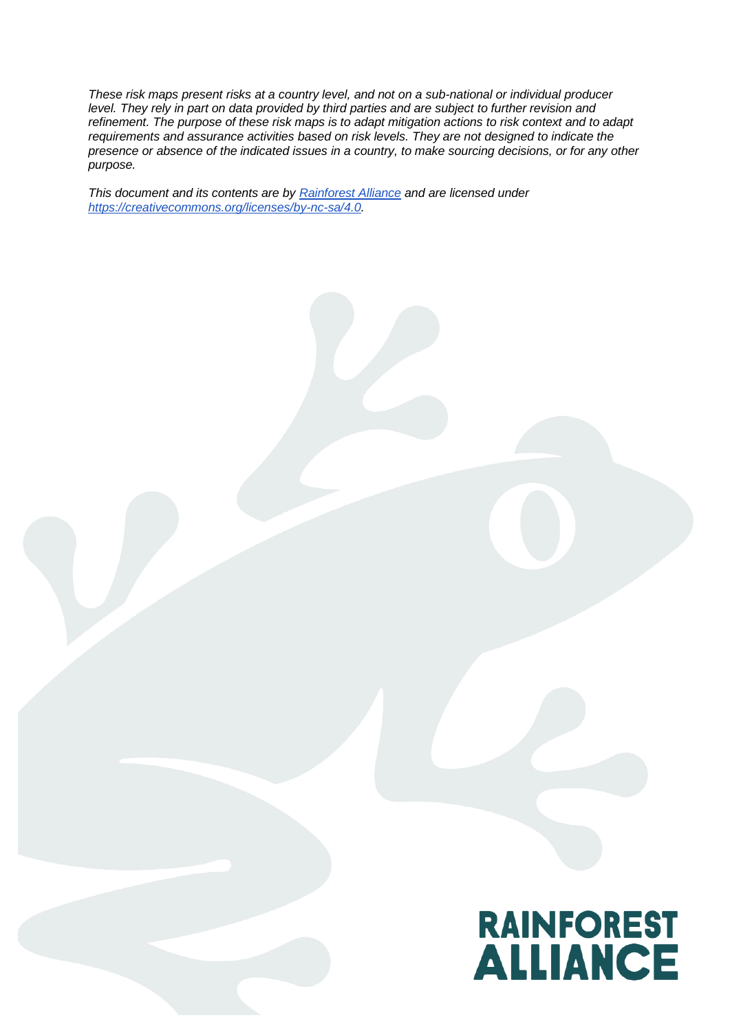*These risk maps present risks at a country level, and not on a sub-national or individual producer level. They rely in part on data provided by third parties and are subject to further revision and refinement. The purpose of these risk maps is to adapt mitigation actions to risk context and to adapt requirements and assurance activities based on risk levels. They are not designed to indicate the presence or absence of the indicated issues in a country, to make sourcing decisions, or for any other purpose.*

*This document and its contents are by [Rainforest Alliance](https://www.rainforest-alliance.org) and are licensed under [https://creativecommons.org/licenses/by-nc-sa/4.0](https://creativecommons.org/licenses/by-nc-sa/4.0).*

RAINFOREST ALLIANCE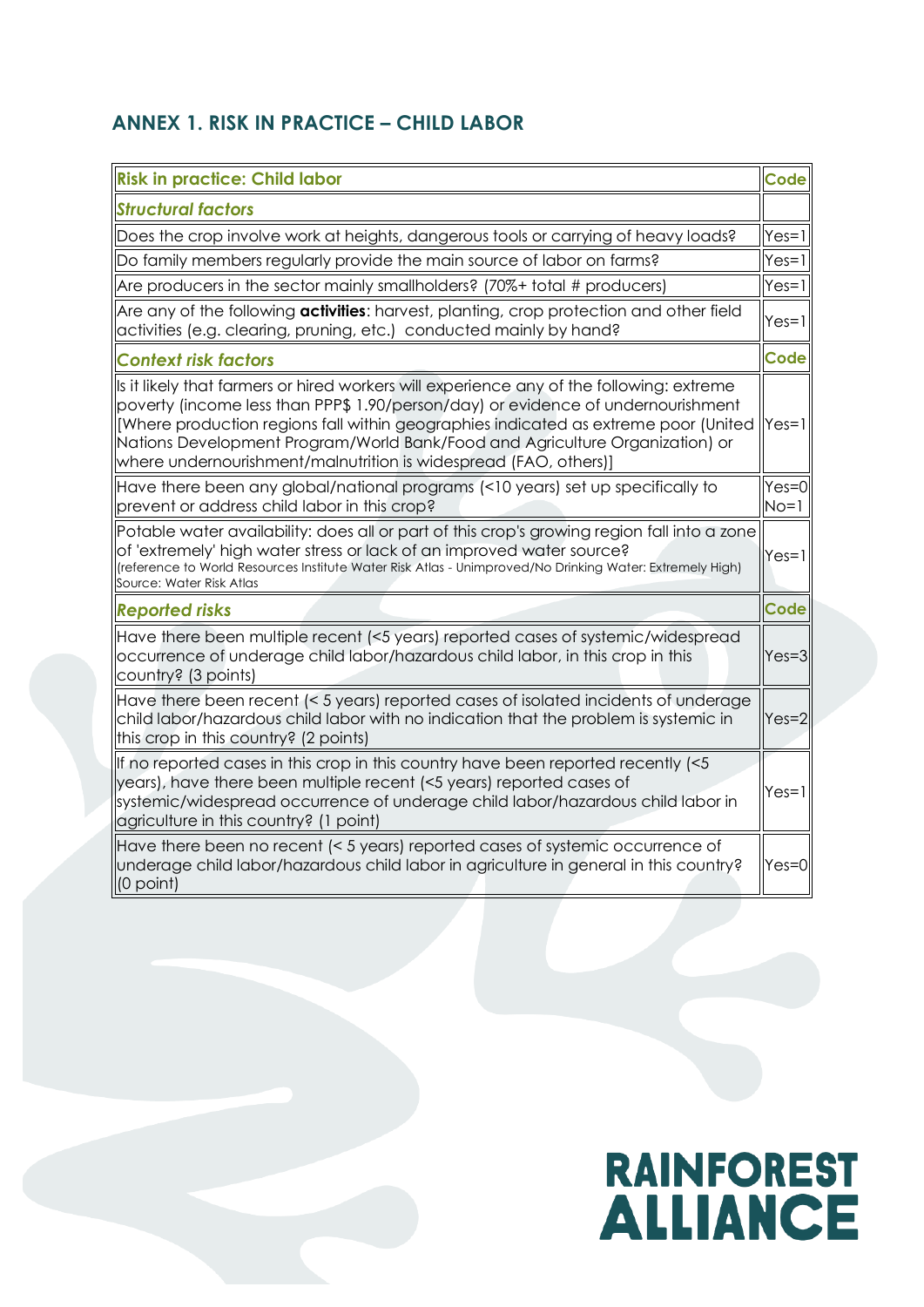## ANNEX 1. RISK IN PRACTICE – CHILD LABOR

| Risk in practice: Child labor | Code |
|---|---|
| ***Structural factors*** | |
| Does the crop involve work at heights, dangerous tools or carrying of heavy loads? | Yes=1 |
| Do family members regularly provide the main source of labor on farms? | Yes=1 |
| Are producers in the sector mainly smallholders? (70%+ total # producers) | Yes=1 |
| Are any of the following **activities**: harvest, planting, crop protection and other field activities (e.g. clearing, pruning, etc.) conducted mainly by hand? | Yes=1 |
| ***Context risk factors*** | **Code** |
| Is it likely that farmers or hired workers will experience any of the following: extreme poverty (income less than PPP$ 1.90/person/day) or evidence of undernourishment [Where production regions fall within geographies indicated as extreme poor (United Nations Development Program/World Bank/Food and Agriculture Organization) or where undernourishment/malnutrition is widespread (FAO, others)] | Yes=1 |
| Have there been any global/national programs (<10 years) set up specifically to prevent or address child labor in this crop? | Yes=0 No=1 |
| Potable water availability: does all or part of this crop's growing region fall into a zone of 'extremely' high water stress or lack of an improved water source? (reference to World Resources Institute Water Risk Atlas - Unimproved/No Drinking Water: Extremely High) Source: Water Risk Atlas | Yes=1 |
| ***Reported risks*** | **Code** |
| Have there been multiple recent (<5 years) reported cases of systemic/widespread occurrence of underage child labor/hazardous child labor, in this crop in this country? (3 points) | Yes=3 |
| Have there been recent (< 5 years) reported cases of isolated incidents of underage child labor/hazardous child labor with no indication that the problem is systemic in this crop in this country? (2 points) | Yes=2 |
| If no reported cases in this crop in this country have been reported recently (<5 years), have there been multiple recent (<5 years) reported cases of systemic/widespread occurrence of underage child labor/hazardous child labor in agriculture in this country? (1 point) | Yes=1 |
| Have there been no recent (< 5 years) reported cases of systemic occurrence of underage child labor/hazardous child labor in agriculture in general in this country? (0 point) | Yes=0 |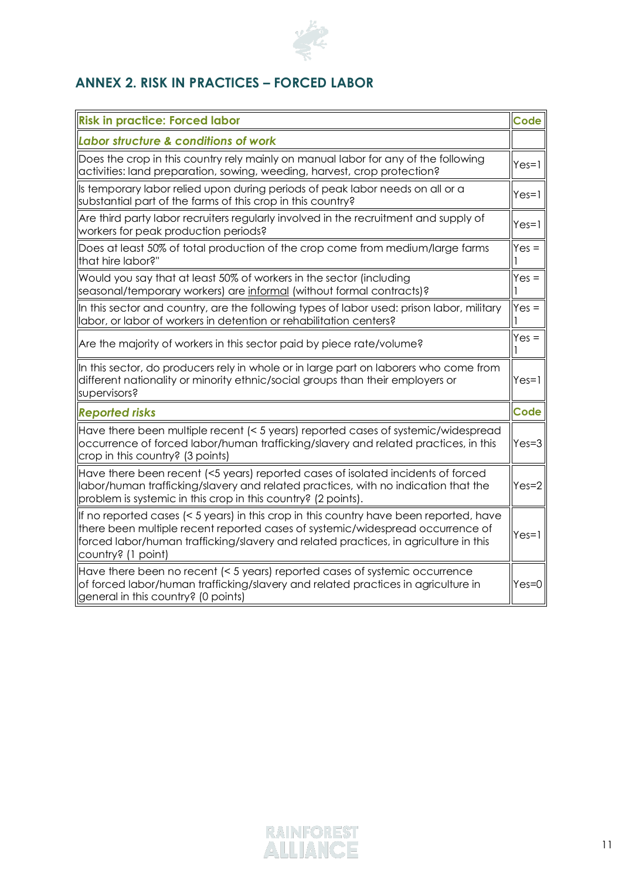## ANNEX 2. RISK IN PRACTICES – FORCED LABOR

| **Risk in practice: Forced labor** | **Code** |
|---|---|
| ***Labor structure & conditions of work*** | |
| Does the crop in this country rely mainly on manual labor for any of the following activities: land preparation, sowing, weeding, harvest, crop protection? | Yes=1 |
| Is temporary labor relied upon during periods of peak labor needs on all or a substantial part of the farms of this crop in this country? | Yes=1 |
| Are third party labor recruiters regularly involved in the recruitment and supply of workers for peak production periods? | Yes=1 |
| Does at least 50% of total production of the crop come from medium/large farms that hire labor?" | Yes = 1 |
| Would you say that at least 50% of workers in the sector (including seasonal/temporary workers) are informal (without formal contracts)? | Yes = 1 |
| In this sector and country, are the following types of labor used: prison labor, military labor, or labor of workers in detention or rehabilitation centers? | Yes = 1 |
| Are the majority of workers in this sector paid by piece rate/volume? | Yes = 1 |
| In this sector, do producers rely in whole or in large part on laborers who come from different nationality or minority ethnic/social groups than their employers or supervisors? | Yes=1 |
| ***Reported risks*** | **Code** |
| Have there been multiple recent (< 5 years) reported cases of systemic/widespread occurrence of forced labor/human trafficking/slavery and related practices, in this crop in this country? (3 points) | Yes=3 |
| Have there been recent (<5 years) reported cases of isolated incidents of forced labor/human trafficking/slavery and related practices, with no indication that the problem is systemic in this crop in this country? (2 points). | Yes=2 |
| If no reported cases (< 5 years) in this crop in this country have been reported, have there been multiple recent reported cases of systemic/widespread occurrence of forced labor/human trafficking/slavery and related practices, in agriculture in this country? (1 point) | Yes=1 |
| Have there been no recent (< 5 years) reported cases of systemic occurrence of forced labor/human trafficking/slavery and related practices in agriculture in general in this country? (0 points) | Yes=0 |